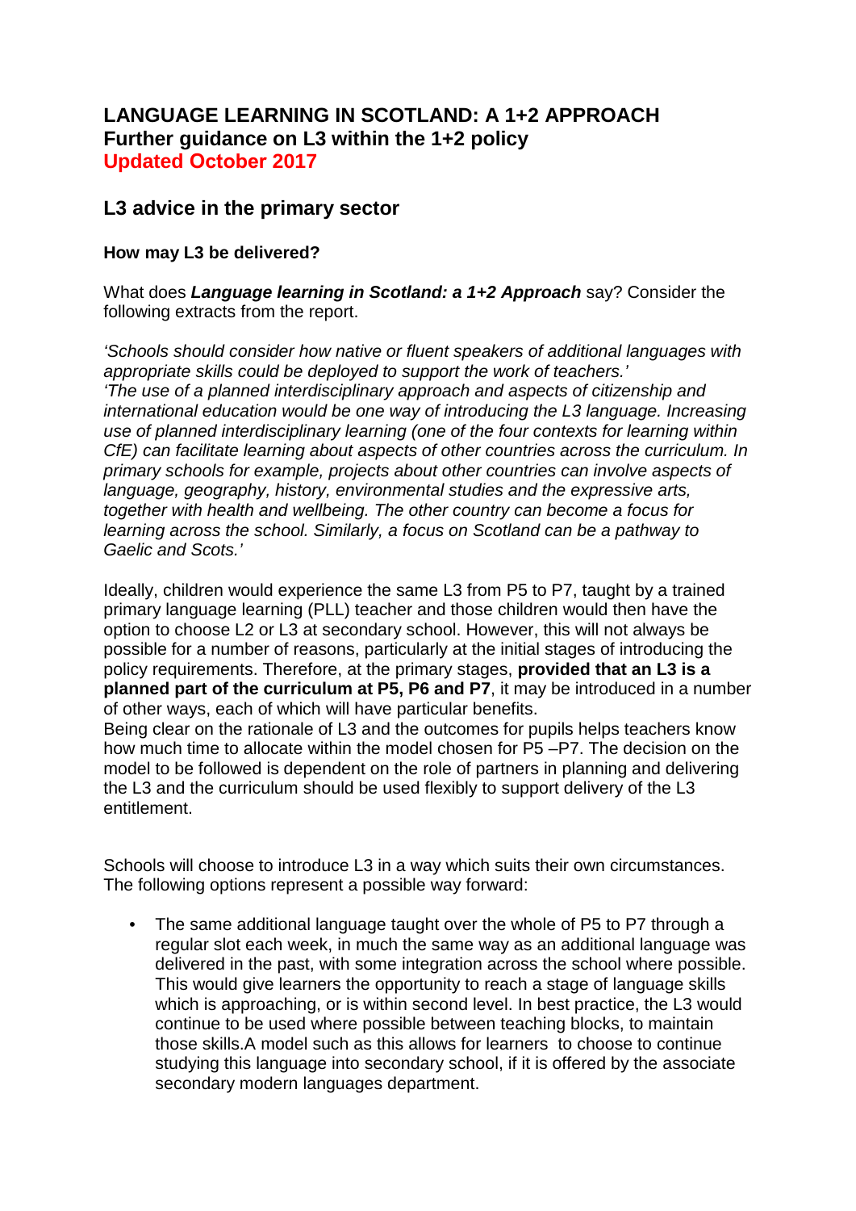# LANGUAGE LEARNING IN SCOTLAND: A 1+2 APPROACH
## Further guidance on L3 within the 1+2 policy
**Updated October 2017**

## L3 advice in the primary sector

### How may L3 be delivered?

What does ***Language learning in Scotland: a 1+2 Approach*** say? Consider the following extracts from the report.

*'Schools should consider how native or fluent speakers of additional languages with appropriate skills could be deployed to support the work of teachers.'*
*'The use of a planned interdisciplinary approach and aspects of citizenship and international education would be one way of introducing the L3 language. Increasing use of planned interdisciplinary learning (one of the four contexts for learning within CfE) can facilitate learning about aspects of other countries across the curriculum. In primary schools for example, projects about other countries can involve aspects of language, geography, history, environmental studies and the expressive arts, together with health and wellbeing. The other country can become a focus for learning across the school. Similarly, a focus on Scotland can be a pathway to Gaelic and Scots.'*

Ideally, children would experience the same L3 from P5 to P7, taught by a trained primary language learning (PLL) teacher and those children would then have the option to choose L2 or L3 at secondary school. However, this will not always be possible for a number of reasons, particularly at the initial stages of introducing the policy requirements. Therefore, at the primary stages, **provided that an L3 is a planned part of the curriculum at P5, P6 and P7**, it may be introduced in a number of other ways, each of which will have particular benefits.
Being clear on the rationale of L3 and the outcomes for pupils helps teachers know how much time to allocate within the model chosen for P5 –P7. The decision on the model to be followed is dependent on the role of partners in planning and delivering the L3 and the curriculum should be used flexibly to support delivery of the L3 entitlement.

Schools will choose to introduce L3 in a way which suits their own circumstances. The following options represent a possible way forward:

- The same additional language taught over the whole of P5 to P7 through a regular slot each week, in much the same way as an additional language was delivered in the past, with some integration across the school where possible. This would give learners the opportunity to reach a stage of language skills which is approaching, or is within second level. In best practice, the L3 would continue to be used where possible between teaching blocks, to maintain those skills.A model such as this allows for learners to choose to continue studying this language into secondary school, if it is offered by the associate secondary modern languages department.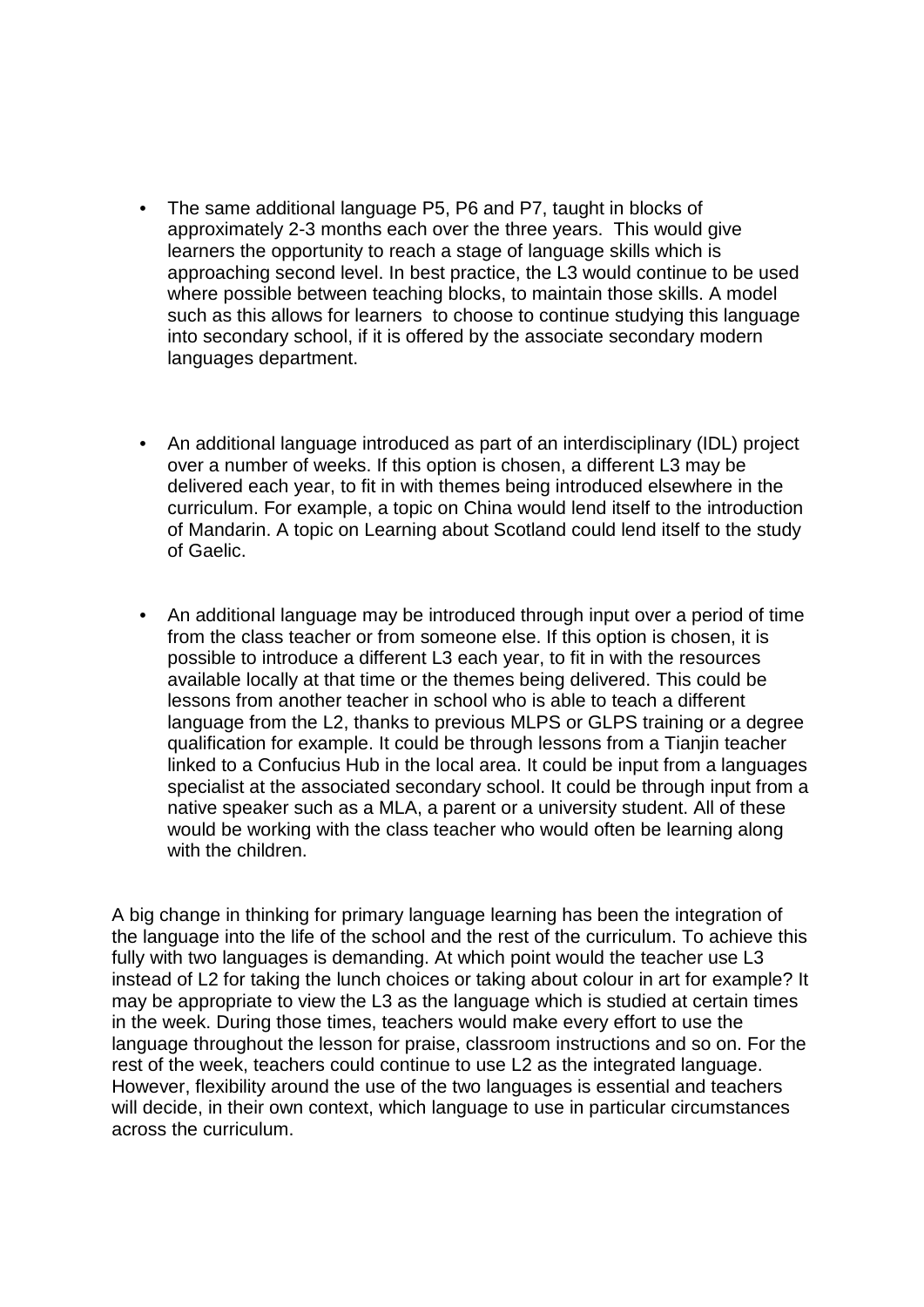- The same additional language P5, P6 and P7, taught in blocks of approximately 2-3 months each over the three years. This would give learners the opportunity to reach a stage of language skills which is approaching second level. In best practice, the L3 would continue to be used where possible between teaching blocks, to maintain those skills. A model such as this allows for learners to choose to continue studying this language into secondary school, if it is offered by the associate secondary modern languages department.

- An additional language introduced as part of an interdisciplinary (IDL) project over a number of weeks. If this option is chosen, a different L3 may be delivered each year, to fit in with themes being introduced elsewhere in the curriculum. For example, a topic on China would lend itself to the introduction of Mandarin. A topic on Learning about Scotland could lend itself to the study of Gaelic.

- An additional language may be introduced through input over a period of time from the class teacher or from someone else. If this option is chosen, it is possible to introduce a different L3 each year, to fit in with the resources available locally at that time or the themes being delivered. This could be lessons from another teacher in school who is able to teach a different language from the L2, thanks to previous MLPS or GLPS training or a degree qualification for example. It could be through lessons from a Tianjin teacher linked to a Confucius Hub in the local area. It could be input from a languages specialist at the associated secondary school. It could be through input from a native speaker such as a MLA, a parent or a university student. All of these would be working with the class teacher who would often be learning along with the children.

A big change in thinking for primary language learning has been the integration of the language into the life of the school and the rest of the curriculum. To achieve this fully with two languages is demanding. At which point would the teacher use L3 instead of L2 for taking the lunch choices or taking about colour in art for example? It may be appropriate to view the L3 as the language which is studied at certain times in the week. During those times, teachers would make every effort to use the language throughout the lesson for praise, classroom instructions and so on. For the rest of the week, teachers could continue to use L2 as the integrated language. However, flexibility around the use of the two languages is essential and teachers will decide, in their own context, which language to use in particular circumstances across the curriculum.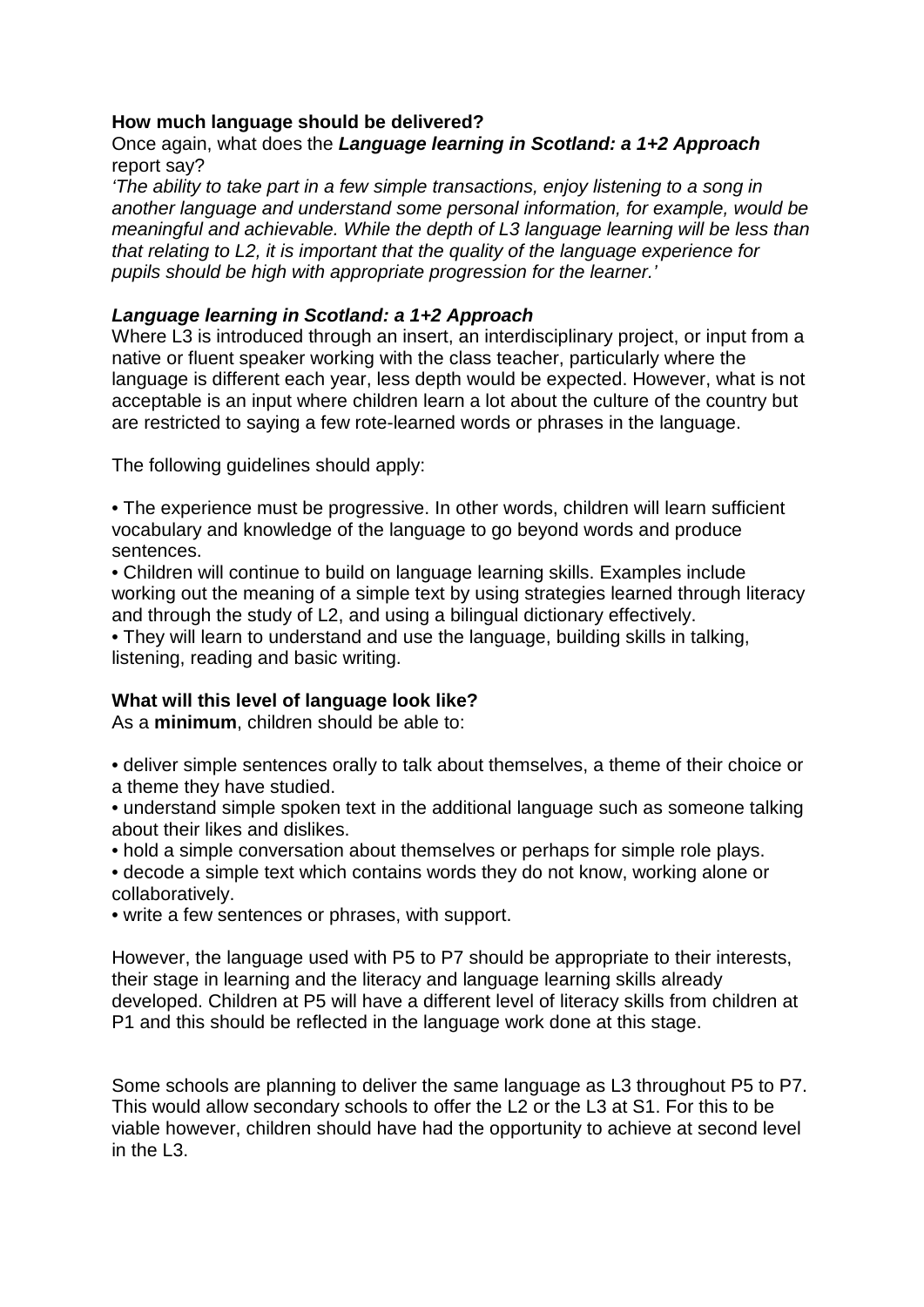**How much language should be delivered?**

Once again, what does the ***Language learning in Scotland: a 1+2 Approach*** report say?

*'The ability to take part in a few simple transactions, enjoy listening to a song in another language and understand some personal information, for example, would be meaningful and achievable. While the depth of L3 language learning will be less than that relating to L2, it is important that the quality of the language experience for pupils should be high with appropriate progression for the learner.'*

***Language learning in Scotland: a 1+2 Approach***

Where L3 is introduced through an insert, an interdisciplinary project, or input from a native or fluent speaker working with the class teacher, particularly where the language is different each year, less depth would be expected. However, what is not acceptable is an input where children learn a lot about the culture of the country but are restricted to saying a few rote-learned words or phrases in the language.

The following guidelines should apply:

- The experience must be progressive. In other words, children will learn sufficient vocabulary and knowledge of the language to go beyond words and produce sentences.
- Children will continue to build on language learning skills. Examples include working out the meaning of a simple text by using strategies learned through literacy and through the study of L2, and using a bilingual dictionary effectively.
- They will learn to understand and use the language, building skills in talking, listening, reading and basic writing.

**What will this level of language look like?**

As a **minimum**, children should be able to:

- deliver simple sentences orally to talk about themselves, a theme of their choice or a theme they have studied.
- understand simple spoken text in the additional language such as someone talking about their likes and dislikes.
- hold a simple conversation about themselves or perhaps for simple role plays.
- decode a simple text which contains words they do not know, working alone or collaboratively.
- write a few sentences or phrases, with support.

However, the language used with P5 to P7 should be appropriate to their interests, their stage in learning and the literacy and language learning skills already developed. Children at P5 will have a different level of literacy skills from children at P1 and this should be reflected in the language work done at this stage.

Some schools are planning to deliver the same language as L3 throughout P5 to P7. This would allow secondary schools to offer the L2 or the L3 at S1. For this to be viable however, children should have had the opportunity to achieve at second level in the L3.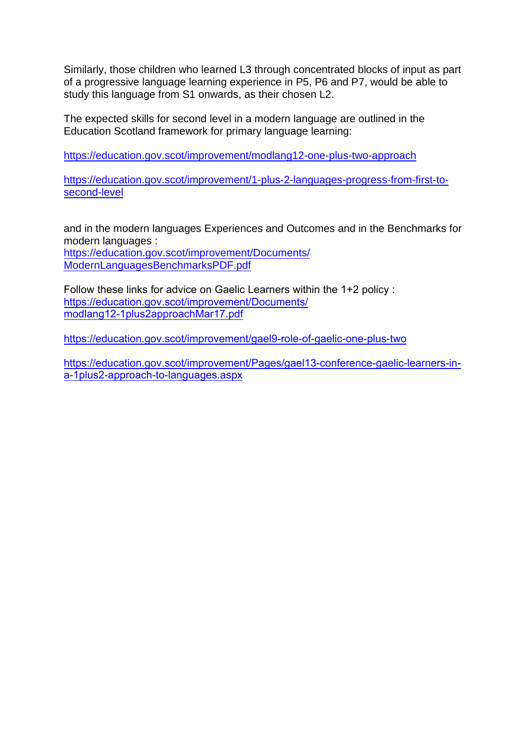Similarly, those children who learned L3 through concentrated blocks of input as part of a progressive language learning experience in P5, P6 and P7, would be able to study this language from S1 onwards, as their chosen L2.

The expected skills for second level in a modern language are outlined in the Education Scotland framework for primary language learning:

https://education.gov.scot/improvement/modlang12-one-plus-two-approach

https://education.gov.scot/improvement/1-plus-2-languages-progress-from-first-to-second-level

and in the modern languages Experiences and Outcomes and in the Benchmarks for modern languages :
https://education.gov.scot/improvement/Documents/ModernLanguagesBenchmarksPDF.pdf

Follow these links for advice on Gaelic Learners within the 1+2 policy :
https://education.gov.scot/improvement/Documents/modlang12-1plus2approachMar17.pdf

https://education.gov.scot/improvement/gael9-role-of-gaelic-one-plus-two

https://education.gov.scot/improvement/Pages/gael13-conference-gaelic-learners-in-a-1plus2-approach-to-languages.aspx